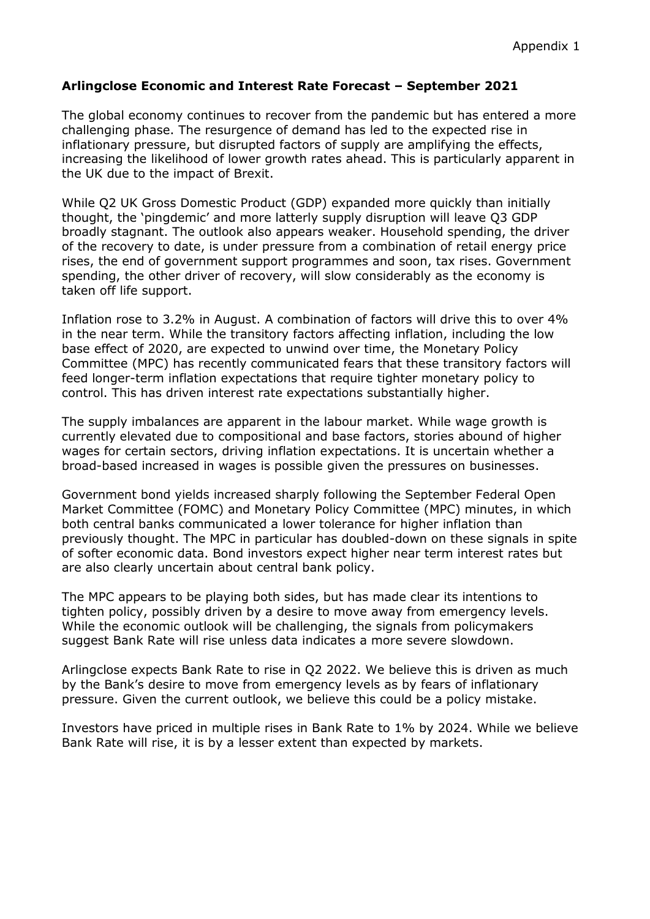Appendix 1

**Arlingclose Economic and Interest Rate Forecast – September 2021**

The global economy continues to recover from the pandemic but has entered a more challenging phase. The resurgence of demand has led to the expected rise in inflationary pressure, but disrupted factors of supply are amplifying the effects, increasing the likelihood of lower growth rates ahead. This is particularly apparent in the UK due to the impact of Brexit.

While Q2 UK Gross Domestic Product (GDP) expanded more quickly than initially thought, the 'pingdemic' and more latterly supply disruption will leave Q3 GDP broadly stagnant. The outlook also appears weaker. Household spending, the driver of the recovery to date, is under pressure from a combination of retail energy price rises, the end of government support programmes and soon, tax rises. Government spending, the other driver of recovery, will slow considerably as the economy is taken off life support.

Inflation rose to 3.2% in August. A combination of factors will drive this to over 4% in the near term. While the transitory factors affecting inflation, including the low base effect of 2020, are expected to unwind over time, the Monetary Policy Committee (MPC) has recently communicated fears that these transitory factors will feed longer-term inflation expectations that require tighter monetary policy to control. This has driven interest rate expectations substantially higher.

The supply imbalances are apparent in the labour market. While wage growth is currently elevated due to compositional and base factors, stories abound of higher wages for certain sectors, driving inflation expectations. It is uncertain whether a broad-based increased in wages is possible given the pressures on businesses.

Government bond yields increased sharply following the September Federal Open Market Committee (FOMC) and Monetary Policy Committee (MPC) minutes, in which both central banks communicated a lower tolerance for higher inflation than previously thought. The MPC in particular has doubled-down on these signals in spite of softer economic data. Bond investors expect higher near term interest rates but are also clearly uncertain about central bank policy.

The MPC appears to be playing both sides, but has made clear its intentions to tighten policy, possibly driven by a desire to move away from emergency levels. While the economic outlook will be challenging, the signals from policymakers suggest Bank Rate will rise unless data indicates a more severe slowdown.

Arlingclose expects Bank Rate to rise in Q2 2022. We believe this is driven as much by the Bank's desire to move from emergency levels as by fears of inflationary pressure. Given the current outlook, we believe this could be a policy mistake.

Investors have priced in multiple rises in Bank Rate to 1% by 2024. While we believe Bank Rate will rise, it is by a lesser extent than expected by markets.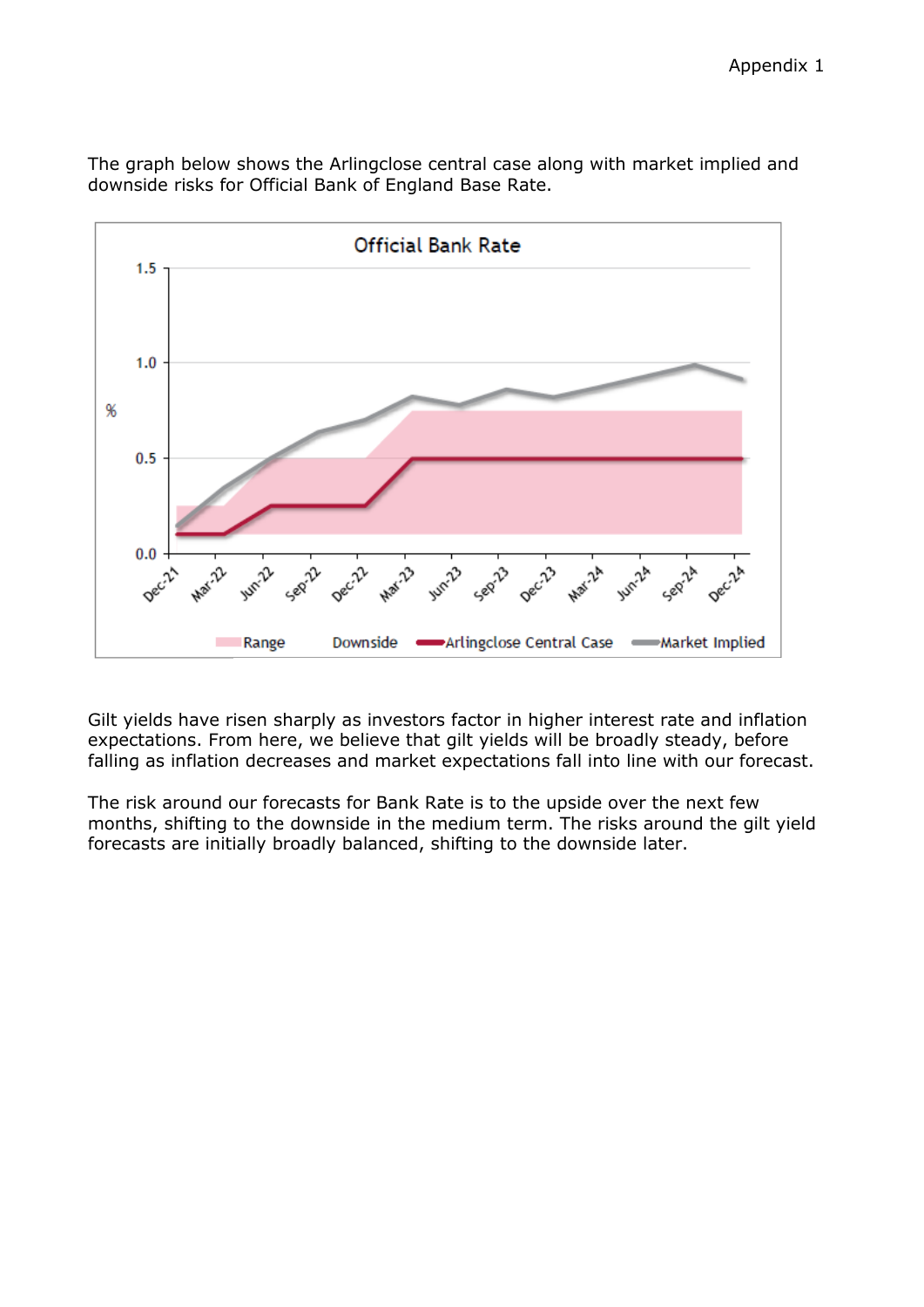Appendix 1

The graph below shows the Arlingclose central case along with market implied and downside risks for Official Bank of England Base Rate.

Gilt yields have risen sharply as investors factor in higher interest rate and inflation expectations. From here, we believe that gilt yields will be broadly steady, before falling as inflation decreases and market expectations fall into line with our forecast.

The risk around our forecasts for Bank Rate is to the upside over the next few months, shifting to the downside in the medium term. The risks around the gilt yield forecasts are initially broadly balanced, shifting to the downside later.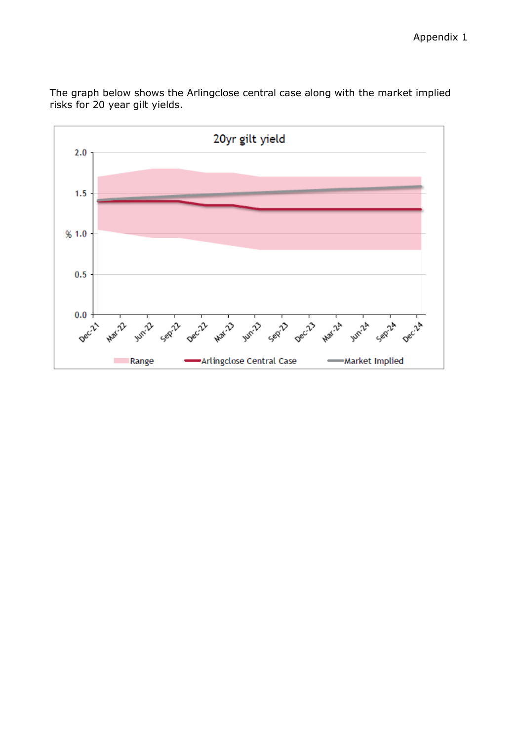Appendix 1

The graph below shows the Arlingclose central case along with the market implied risks for 20 year gilt yields.

20yr gilt yield

2.0
1.5
% 1.0
0.5
0.0

Dec-21 Mar-22 Jun-22 Sep-22 Dec-22 Mar-23 Jun-23 Sep-23 Dec-23 Mar-24 Jun-24 Sep-24 Dec-24

Range
Arlingclose Central Case
Market Implied